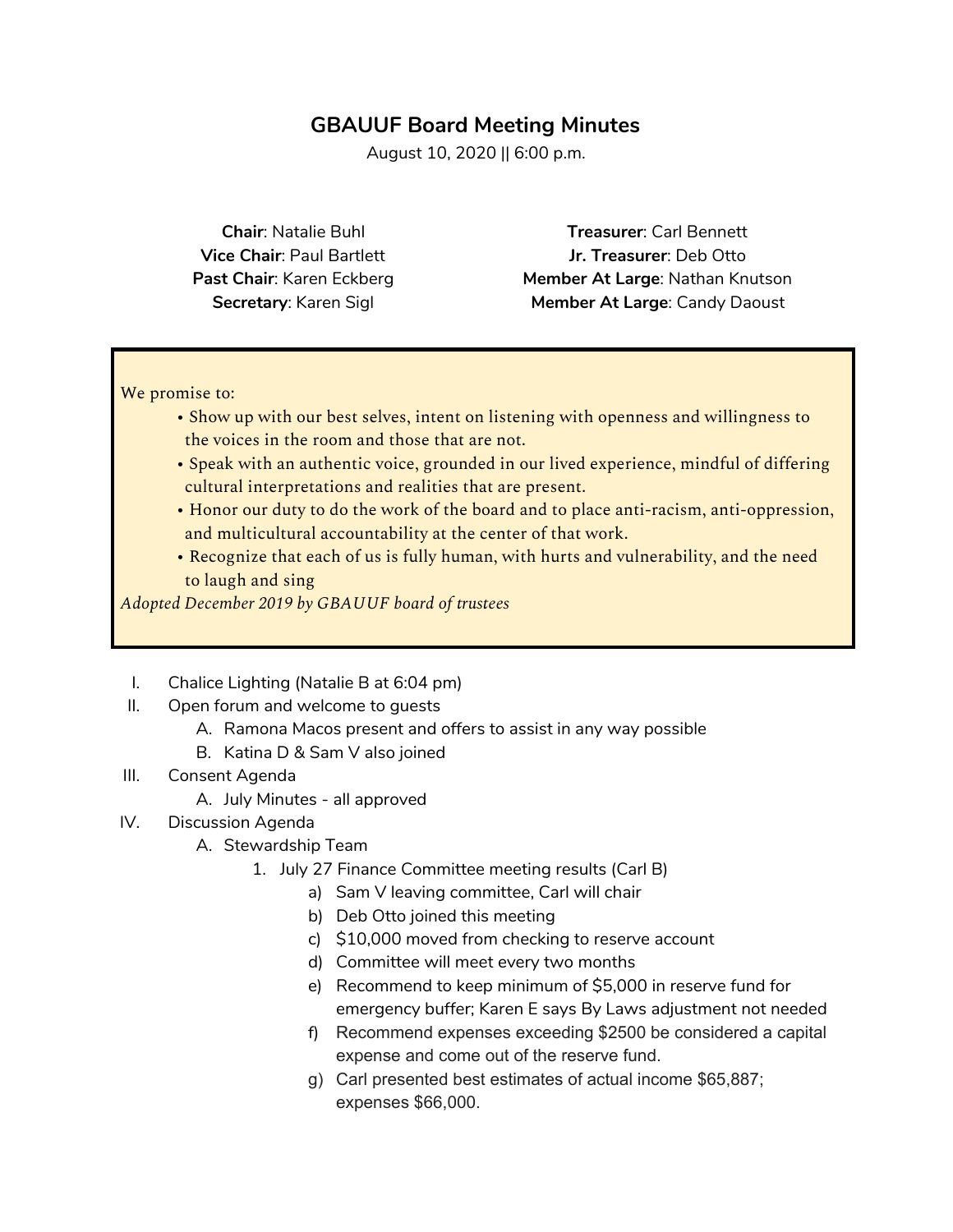# GBAUUF Board Meeting Minutes

August 10, 2020 || 6:00 p.m.

**Chair**: Natalie Buhl
**Vice Chair**: Paul Bartlett
**Past Chair**: Karen Eckberg
**Secretary**: Karen Sigl

**Treasurer**: Carl Bennett
**Jr. Treasurer**: Deb Otto
**Member At Large**: Nathan Knutson
**Member At Large**: Candy Daoust

> We promise to:
>
> - Show up with our best selves, intent on listening with openness and willingness to the voices in the room and those that are not.
> - Speak with an authentic voice, grounded in our lived experience, mindful of differing cultural interpretations and realities that are present.
> - Honor our duty to do the work of the board and to place anti-racism, anti-oppression, and multicultural accountability at the center of that work.
> - Recognize that each of us is fully human, with hurts and vulnerability, and the need to laugh and sing
>
> *Adopted December 2019 by GBAUUF board of trustees*

I. Chalice Lighting (Natalie B at 6:04 pm)

II. Open forum and welcome to guests
   - A. Ramona Macos present and offers to assist in any way possible
   - B. Katina D & Sam V also joined

III. Consent Agenda
   - A. July Minutes - all approved

IV. Discussion Agenda
   - A. Stewardship Team
      1. July 27 Finance Committee meeting results (Carl B)
         - a) Sam V leaving committee, Carl will chair
         - b) Deb Otto joined this meeting
         - c) $10,000 moved from checking to reserve account
         - d) Committee will meet every two months
         - e) Recommend to keep minimum of $5,000 in reserve fund for emergency buffer; Karen E says By Laws adjustment not needed
         - f) Recommend expenses exceeding $2500 be considered a capital expense and come out of the reserve fund.
         - g) Carl presented best estimates of actual income $65,887; expenses $66,000.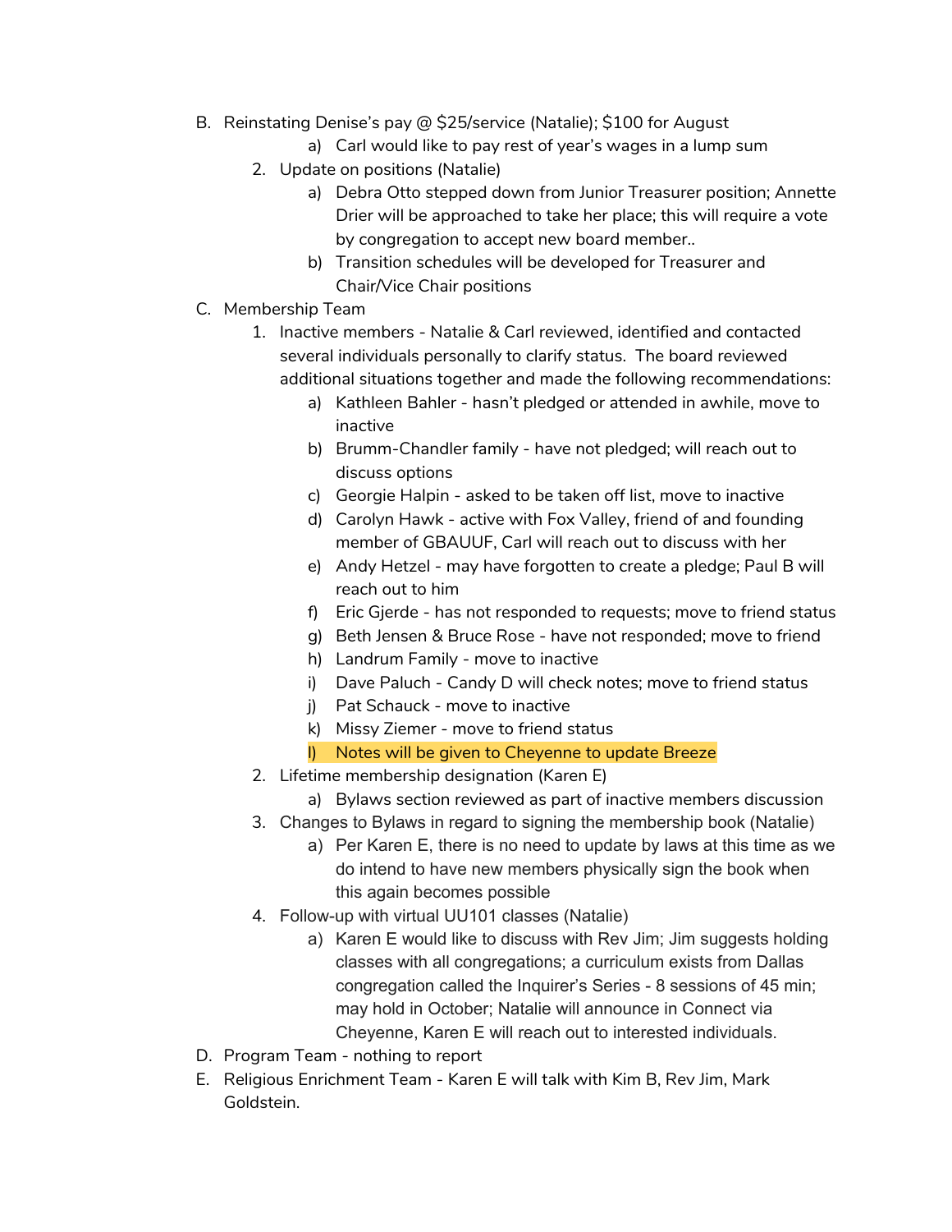B. Reinstating Denise's pay @ $25/service (Natalie); $100 for August
    - a) Carl would like to pay rest of year's wages in a lump sum

2. Update on positions (Natalie)
    - a) Debra Otto stepped down from Junior Treasurer position; Annette Drier will be approached to take her place; this will require a vote by congregation to accept new board member..
    - b) Transition schedules will be developed for Treasurer and Chair/Vice Chair positions

C. Membership Team

1. Inactive members - Natalie & Carl reviewed, identified and contacted several individuals personally to clarify status. The board reviewed additional situations together and made the following recommendations:
    - a) Kathleen Bahler - hasn't pledged or attended in awhile, move to inactive
    - b) Brumm-Chandler family - have not pledged; will reach out to discuss options
    - c) Georgie Halpin - asked to be taken off list, move to inactive
    - d) Carolyn Hawk - active with Fox Valley, friend of and founding member of GBAUUF, Carl will reach out to discuss with her
    - e) Andy Hetzel - may have forgotten to create a pledge; Paul B will reach out to him
    - f) Eric Gjerde - has not responded to requests; move to friend status
    - g) Beth Jensen & Bruce Rose - have not responded; move to friend
    - h) Landrum Family - move to inactive
    - i) Dave Paluch - Candy D will check notes; move to friend status
    - j) Pat Schauck - move to inactive
    - k) Missy Ziemer - move to friend status
    - l) Notes will be given to Cheyenne to update Breeze

2. Lifetime membership designation (Karen E)
    - a) Bylaws section reviewed as part of inactive members discussion

3. Changes to Bylaws in regard to signing the membership book (Natalie)
    - a) Per Karen E, there is no need to update by laws at this time as we do intend to have new members physically sign the book when this again becomes possible

4. Follow-up with virtual UU101 classes (Natalie)
    - a) Karen E would like to discuss with Rev Jim; Jim suggests holding classes with all congregations; a curriculum exists from Dallas congregation called the Inquirer's Series - 8 sessions of 45 min; may hold in October; Natalie will announce in Connect via Cheyenne, Karen E will reach out to interested individuals.

D. Program Team - nothing to report

E. Religious Enrichment Team - Karen E will talk with Kim B, Rev Jim, Mark Goldstein.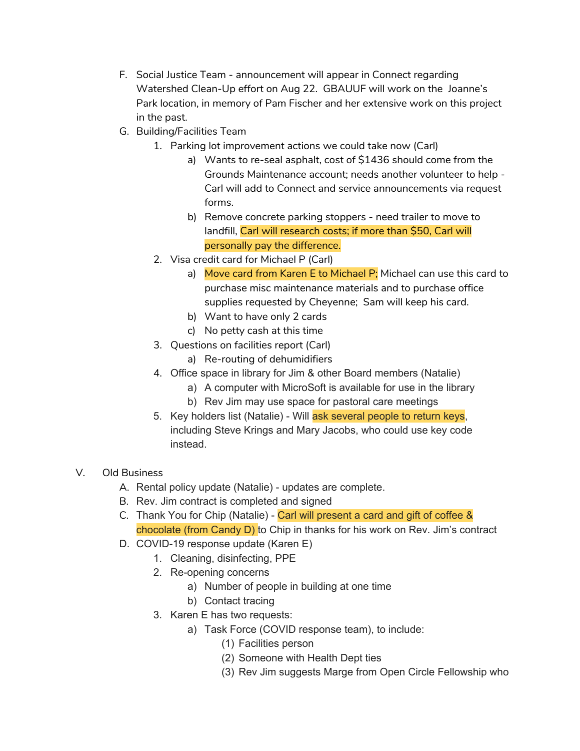F. Social Justice Team - announcement will appear in Connect regarding Watershed Clean-Up effort on Aug 22. GBAUUF will work on the Joanne's Park location, in memory of Pam Fischer and her extensive work on this project in the past.

G. Building/Facilities Team

   1. Parking lot improvement actions we could take now (Carl)
      a) Wants to re-seal asphalt, cost of $1436 should come from the Grounds Maintenance account; needs another volunteer to help - Carl will add to Connect and service announcements via request forms.
      b) Remove concrete parking stoppers - need trailer to move to landfill, Carl will research costs; if more than $50, Carl will personally pay the difference.
   2. Visa credit card for Michael P (Carl)
      a) Move card from Karen E to Michael P; Michael can use this card to purchase misc maintenance materials and to purchase office supplies requested by Cheyenne; Sam will keep his card.
      b) Want to have only 2 cards
      c) No petty cash at this time
   3. Questions on facilities report (Carl)
      a) Re-routing of dehumidifiers
   4. Office space in library for Jim & other Board members (Natalie)
      a) A computer with MicroSoft is available for use in the library
      b) Rev Jim may use space for pastoral care meetings
   5. Key holders list (Natalie) - Will ask several people to return keys, including Steve Krings and Mary Jacobs, who could use key code instead.

V. Old Business

A. Rental policy update (Natalie) - updates are complete.

B. Rev. Jim contract is completed and signed

C. Thank You for Chip (Natalie) - Carl will present a card and gift of coffee & chocolate (from Candy D) to Chip in thanks for his work on Rev. Jim's contract

D. COVID-19 response update (Karen E)

   1. Cleaning, disinfecting, PPE
   2. Re-opening concerns
      a) Number of people in building at one time
      b) Contact tracing
   3. Karen E has two requests:
      a) Task Force (COVID response team), to include:
         (1) Facilities person
         (2) Someone with Health Dept ties
         (3) Rev Jim suggests Marge from Open Circle Fellowship who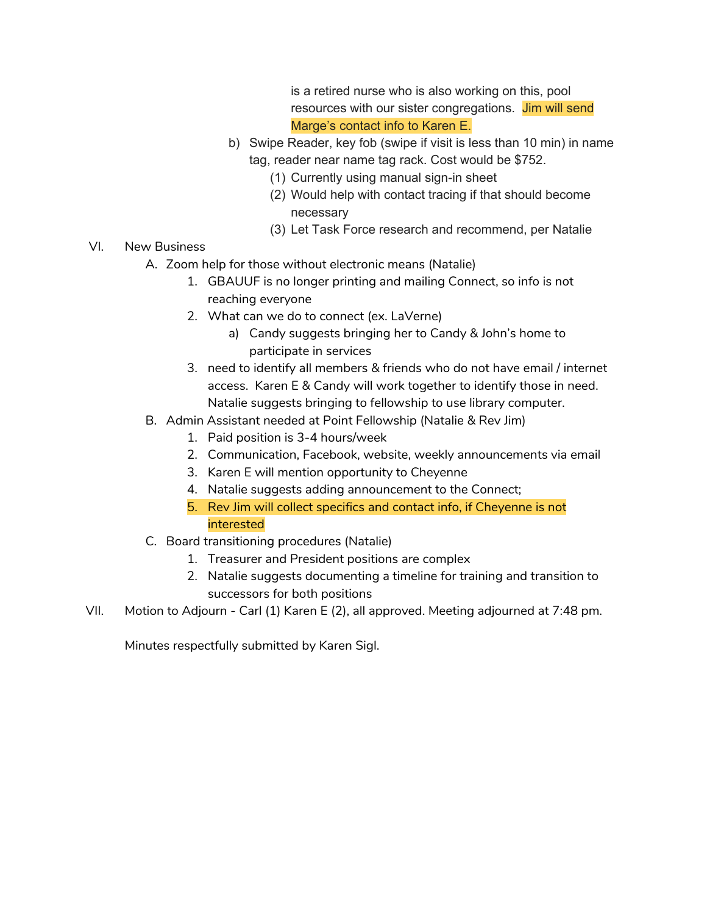is a retired nurse who is also working on this, pool resources with our sister congregations. Jim will send Marge's contact info to Karen E.

b) Swipe Reader, key fob (swipe if visit is less than 10 min) in name tag, reader near name tag rack. Cost would be $752.
   (1) Currently using manual sign-in sheet
   (2) Would help with contact tracing if that should become necessary
   (3) Let Task Force research and recommend, per Natalie

VI. New Business

A. Zoom help for those without electronic means (Natalie)
   1. GBAUUF is no longer printing and mailing Connect, so info is not reaching everyone
   2. What can we do to connect (ex. LaVerne)
      a) Candy suggests bringing her to Candy & John's home to participate in services
   3. need to identify all members & friends who do not have email / internet access. Karen E & Candy will work together to identify those in need. Natalie suggests bringing to fellowship to use library computer.

B. Admin Assistant needed at Point Fellowship (Natalie & Rev Jim)
   1. Paid position is 3-4 hours/week
   2. Communication, Facebook, website, weekly announcements via email
   3. Karen E will mention opportunity to Cheyenne
   4. Natalie suggests adding announcement to the Connect;
   5. Rev Jim will collect specifics and contact info, if Cheyenne is not interested

C. Board transitioning procedures (Natalie)
   1. Treasurer and President positions are complex
   2. Natalie suggests documenting a timeline for training and transition to successors for both positions

VII. Motion to Adjourn - Carl (1) Karen E (2), all approved. Meeting adjourned at 7:48 pm.

Minutes respectfully submitted by Karen Sigl.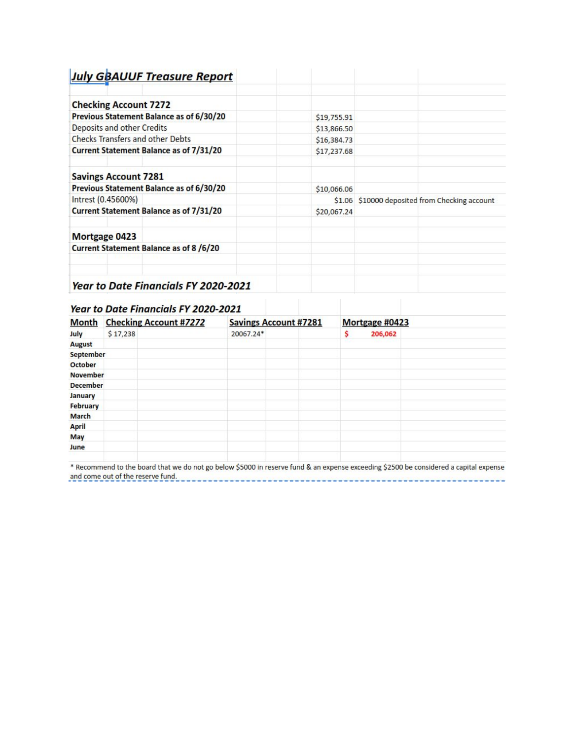## *July GBAUUF Treasure Report*

| | | |
|---|---|---|
| **Checking Account 7272** | | |
| **Previous Statement Balance as of 6/30/20** | $19,755.91 | |
| Deposits and other Credits | $13,866.50 | |
| Checks Transfers and other Debts | $16,384.73 | |
| **Current Statement Balance as of 7/31/20** | $17,237.68 | |
| | | |
| **Savings Account 7281** | | |
| **Previous Statement Balance as of 6/30/20** | $10,066.06 | |
| Intrest (0.45600%) | $1.06 | $10000 deposited from Checking account |
| **Current Statement Balance as of 7/31/20** | $20,067.24 | |
| | | |
| **Mortgage 0423** | | |
| **Current Statement Balance as of 8 /6/20** | | |

### *Year to Date Financials FY 2020-2021*

### *Year to Date Financials FY 2020-2021*

| Month | Checking Account #7272 | Savings Account #7281 | Mortgage #0423 |
|---|---|---|---|
| July | $ 17,238 | 20067.24* | $ 206,062 |
| August | | | |
| September | | | |
| October | | | |
| November | | | |
| December | | | |
| January | | | |
| February | | | |
| March | | | |
| April | | | |
| May | | | |
| June | | | |

* Recommend to the board that we do not go below $5000 in reserve fund & an expense exceeding $2500 be considered a capital expense and come out of the reserve fund.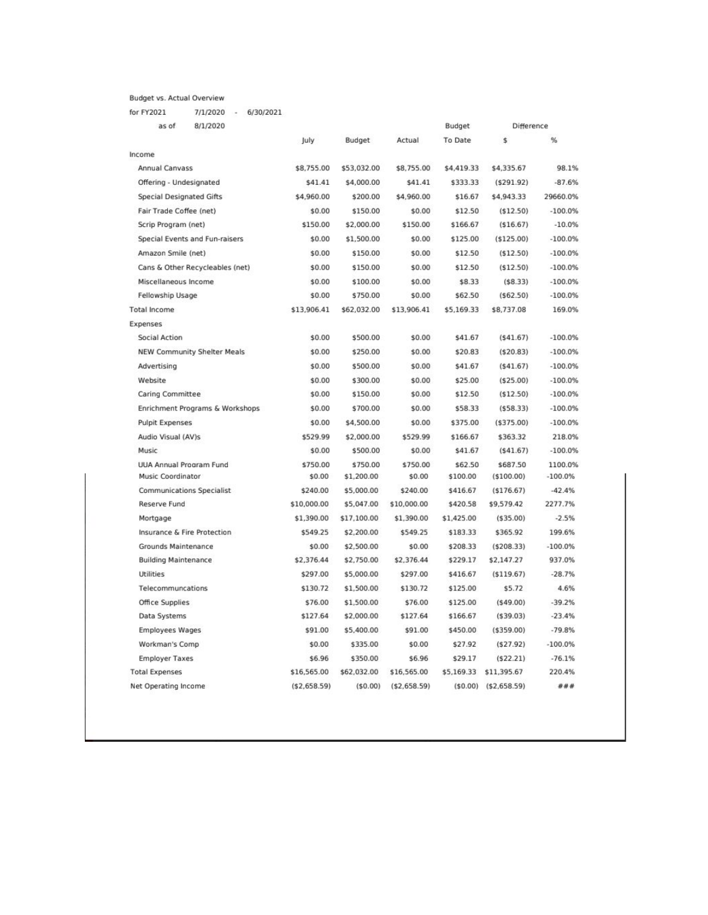Budget vs. Actual Overview

for FY2021 7/1/2020 - 6/30/2021

as of 8/1/2020

| | July | Budget | Actual | Budget To Date | Difference $ | % |
|---|---|---|---|---|---|---|
| Income | | | | | | |
| Annual Canvass | $8,755.00 | $53,032.00 | $8,755.00 | $4,419.33 | $4,335.67 | 98.1% |
| Offering - Undesignated | $41.41 | $4,000.00 | $41.41 | $333.33 | ($291.92) | -87.6% |
| Special Designated Gifts | $4,960.00 | $200.00 | $4,960.00 | $16.67 | $4,943.33 | 29660.0% |
| Fair Trade Coffee (net) | $0.00 | $150.00 | $0.00 | $12.50 | ($12.50) | -100.0% |
| Scrip Program (net) | $150.00 | $2,000.00 | $150.00 | $166.67 | ($16.67) | -10.0% |
| Special Events and Fun-raisers | $0.00 | $1,500.00 | $0.00 | $125.00 | ($125.00) | -100.0% |
| Amazon Smile (net) | $0.00 | $150.00 | $0.00 | $12.50 | ($12.50) | -100.0% |
| Cans & Other Recycleables (net) | $0.00 | $150.00 | $0.00 | $12.50 | ($12.50) | -100.0% |
| Miscellaneous Income | $0.00 | $100.00 | $0.00 | $8.33 | ($8.33) | -100.0% |
| Fellowship Usage | $0.00 | $750.00 | $0.00 | $62.50 | ($62.50) | -100.0% |
| Total Income | $13,906.41 | $62,032.00 | $13,906.41 | $5,169.33 | $8,737.08 | 169.0% |
| Expenses | | | | | | |
| Social Action | $0.00 | $500.00 | $0.00 | $41.67 | ($41.67) | -100.0% |
| NEW Community Shelter Meals | $0.00 | $250.00 | $0.00 | $20.83 | ($20.83) | -100.0% |
| Advertising | $0.00 | $500.00 | $0.00 | $41.67 | ($41.67) | -100.0% |
| Website | $0.00 | $300.00 | $0.00 | $25.00 | ($25.00) | -100.0% |
| Caring Committee | $0.00 | $150.00 | $0.00 | $12.50 | ($12.50) | -100.0% |
| Enrichment Programs & Workshops | $0.00 | $700.00 | $0.00 | $58.33 | ($58.33) | -100.0% |
| Pulpit Expenses | $0.00 | $4,500.00 | $0.00 | $375.00 | ($375.00) | -100.0% |
| Audio Visual (AV)s | $529.99 | $2,000.00 | $529.99 | $166.67 | $363.32 | 218.0% |
| Music | $0.00 | $500.00 | $0.00 | $41.67 | ($41.67) | -100.0% |
| UUA Annual Program Fund | $750.00 | $750.00 | $750.00 | $62.50 | $687.50 | 1100.0% |
| Music Coordinator | $0.00 | $1,200.00 | $0.00 | $100.00 | ($100.00) | -100.0% |
| Communications Specialist | $240.00 | $5,000.00 | $240.00 | $416.67 | ($176.67) | -42.4% |
| Reserve Fund | $10,000.00 | $5,047.00 | $10,000.00 | $420.58 | $9,579.42 | 2277.7% |
| Mortgage | $1,390.00 | $17,100.00 | $1,390.00 | $1,425.00 | ($35.00) | -2.5% |
| Insurance & Fire Protection | $549.25 | $2,200.00 | $549.25 | $183.33 | $365.92 | 199.6% |
| Grounds Maintenance | $0.00 | $2,500.00 | $0.00 | $208.33 | ($208.33) | -100.0% |
| Building Maintenance | $2,376.44 | $2,750.00 | $2,376.44 | $229.17 | $2,147.27 | 937.0% |
| Utilities | $297.00 | $5,000.00 | $297.00 | $416.67 | ($119.67) | -28.7% |
| Telecommuncations | $130.72 | $1,500.00 | $130.72 | $125.00 | $5.72 | 4.6% |
| Office Supplies | $76.00 | $1,500.00 | $76.00 | $125.00 | ($49.00) | -39.2% |
| Data Systems | $127.64 | $2,000.00 | $127.64 | $166.67 | ($39.03) | -23.4% |
| Employees Wages | $91.00 | $5,400.00 | $91.00 | $450.00 | ($359.00) | -79.8% |
| Workman's Comp | $0.00 | $335.00 | $0.00 | $27.92 | ($27.92) | -100.0% |
| Employer Taxes | $6.96 | $350.00 | $6.96 | $29.17 | ($22.21) | -76.1% |
| Total Expenses | $16,565.00 | $62,032.00 | $16,565.00 | $5,169.33 | $11,395.67 | 220.4% |
| Net Operating Income | ($2,658.59) | ($0.00) | ($2,658.59) | ($0.00) | ($2,658.59) | ### |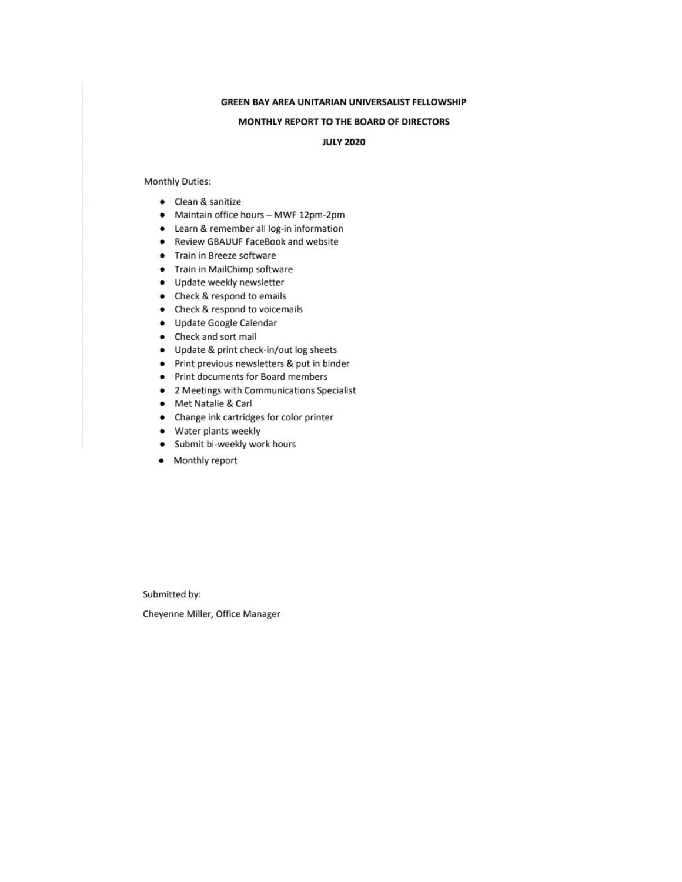**GREEN BAY AREA UNITARIAN UNIVERSALIST FELLOWSHIP**

**MONTHLY REPORT TO THE BOARD OF DIRECTORS**

**JULY 2020**

Monthly Duties:

- Clean & sanitize
- Maintain office hours – MWF 12pm-2pm
- Learn & remember all log-in information
- Review GBAUUF FaceBook and website
- Train in Breeze software
- Train in MailChimp software
- Update weekly newsletter
- Check & respond to emails
- Check & respond to voicemails
- Update Google Calendar
- Check and sort mail
- Update & print check-in/out log sheets
- Print previous newsletters & put in binder
- Print documents for Board members
- 2 Meetings with Communications Specialist
- Met Natalie & Carl
- Change ink cartridges for color printer
- Water plants weekly
- Submit bi-weekly work hours
- Monthly report

Submitted by:

Cheyenne Miller, Office Manager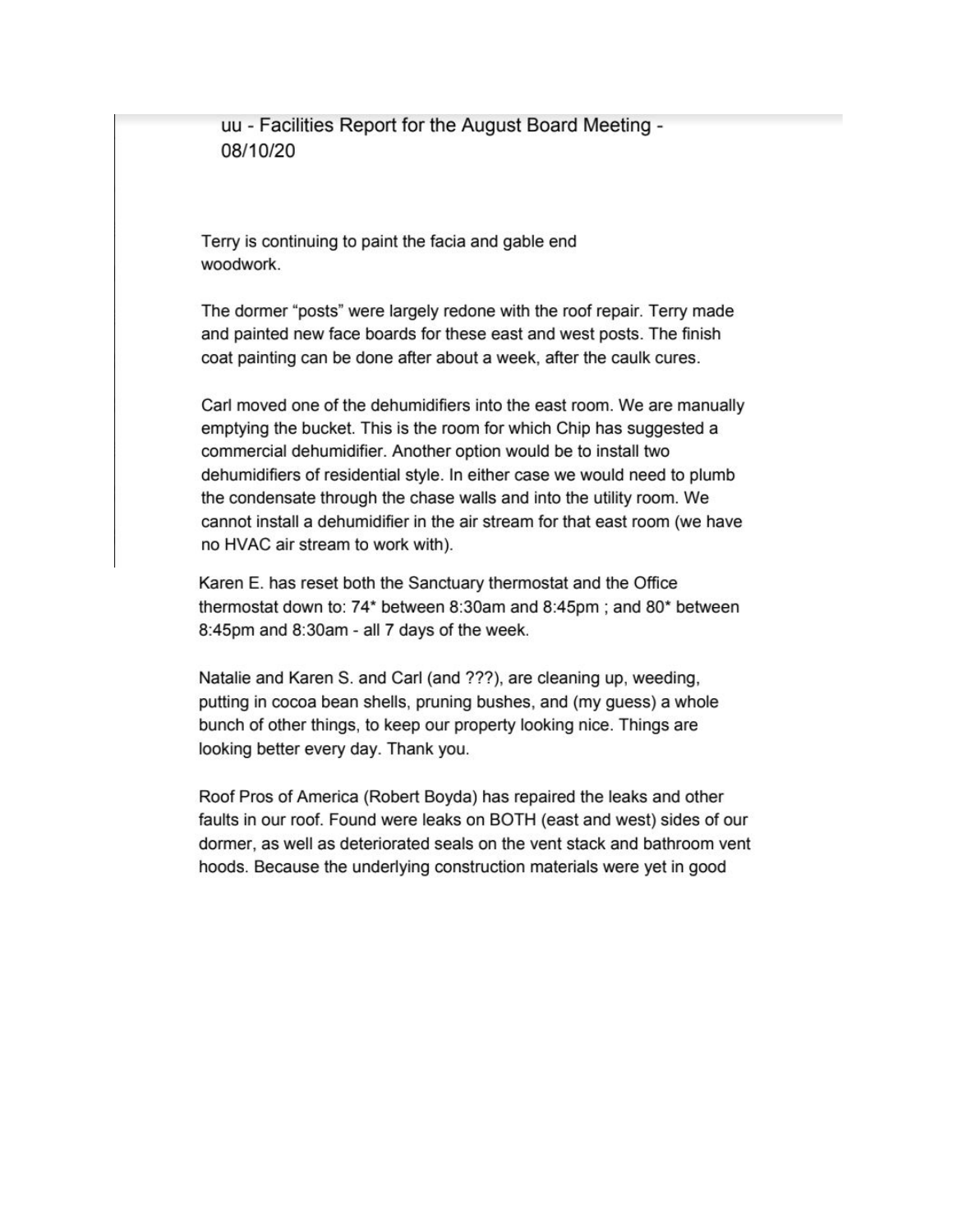## uu - Facilities Report for the August Board Meeting - 08/10/20

Terry is continuing to paint the facia and gable end woodwork.

The dormer “posts” were largely redone with the roof repair. Terry made and painted new face boards for these east and west posts. The finish coat painting can be done after about a week, after the caulk cures.

Carl moved one of the dehumidifiers into the east room. We are manually emptying the bucket. This is the room for which Chip has suggested a commercial dehumidifier. Another option would be to install two dehumidifiers of residential style. In either case we would need to plumb the condensate through the chase walls and into the utility room. We cannot install a dehumidifier in the air stream for that east room (we have no HVAC air stream to work with).

Karen E. has reset both the Sanctuary thermostat and the Office thermostat down to: 74* between 8:30am and 8:45pm ; and 80* between 8:45pm and 8:30am - all 7 days of the week.

Natalie and Karen S. and Carl (and ???), are cleaning up, weeding, putting in cocoa bean shells, pruning bushes, and (my guess) a whole bunch of other things, to keep our property looking nice. Things are looking better every day. Thank you.

Roof Pros of America (Robert Boyda) has repaired the leaks and other faults in our roof. Found were leaks on BOTH (east and west) sides of our dormer, as well as deteriorated seals on the vent stack and bathroom vent hoods. Because the underlying construction materials were yet in good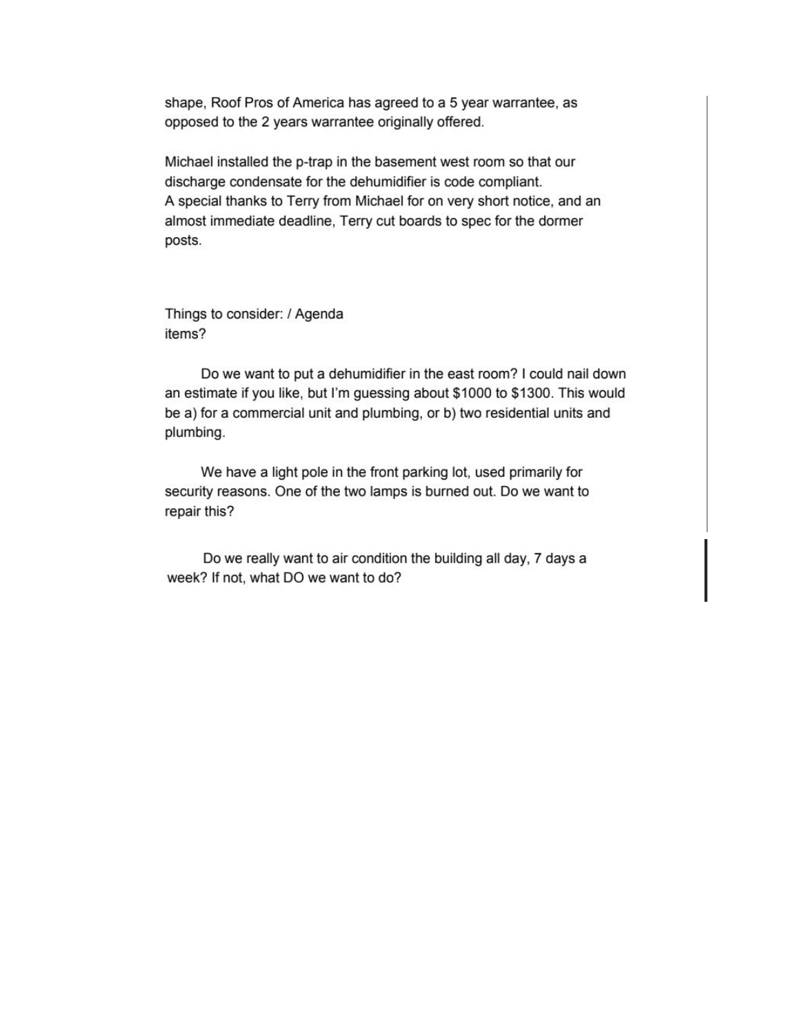shape, Roof Pros of America has agreed to a 5 year warrantee, as opposed to the 2 years warrantee originally offered.

Michael installed the p-trap in the basement west room so that our discharge condensate for the dehumidifier is code compliant.
A special thanks to Terry from Michael for on very short notice, and an almost immediate deadline, Terry cut boards to spec for the dormer posts.

Things to consider: / Agenda items?

Do we want to put a dehumidifier in the east room? I could nail down an estimate if you like, but I'm guessing about $1000 to $1300. This would be a) for a commercial unit and plumbing, or b) two residential units and plumbing.

We have a light pole in the front parking lot, used primarily for security reasons. One of the two lamps is burned out. Do we want to repair this?

Do we really want to air condition the building all day, 7 days a week? If not, what DO we want to do?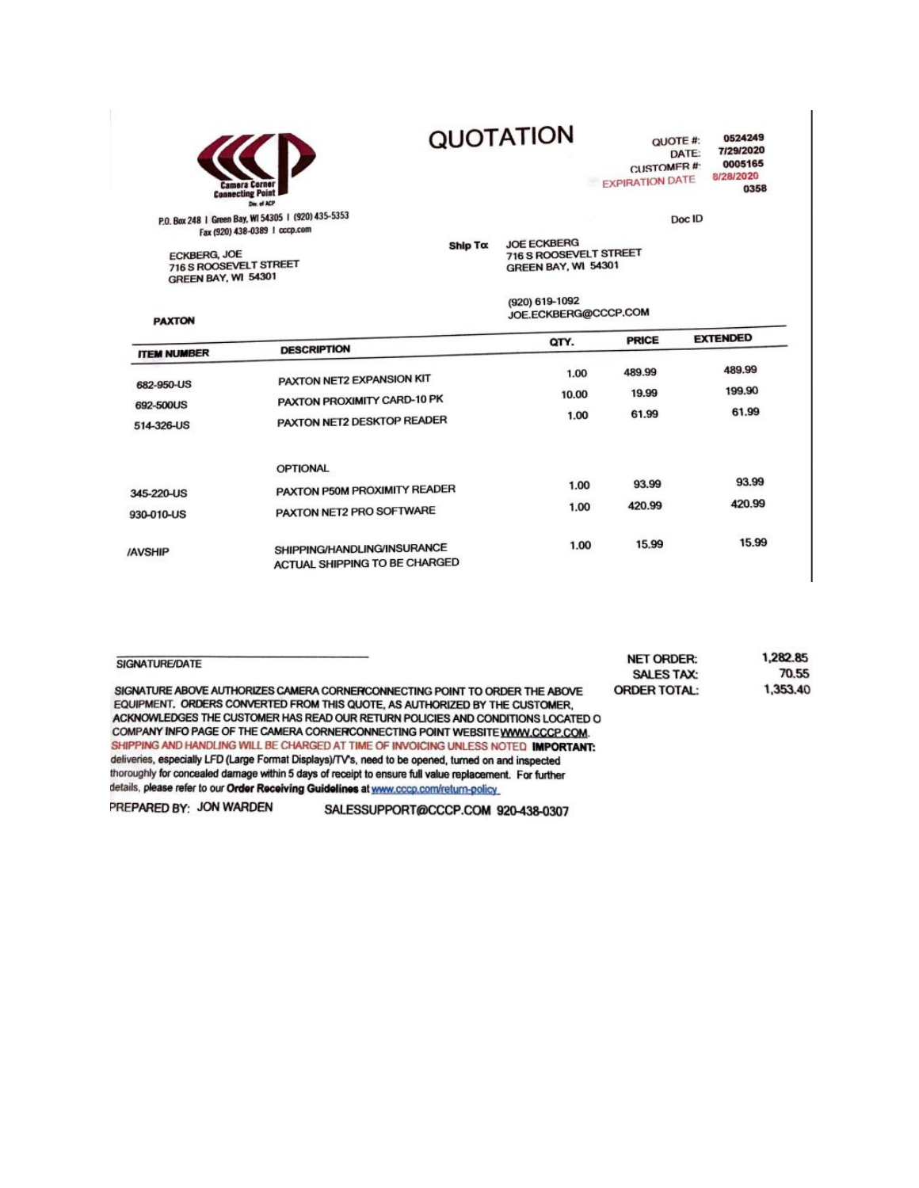Camera Corner
Connecting Point
Div. of ACP

P.O. Box 248 | Green Bay, WI 54305 | (920) 435-5353
Fax (920) 438-0389 | cccp.com

# QUOTATION

QUOTE #: 0524249
DATE: 7/29/2020
CUSTOMER #: 0005165
EXPIRATION DATE 8/28/2020
0358

Doc ID

ECKBERG, JOE
716 S ROOSEVELT STREET
GREEN BAY, WI 54301

Ship To: JOE ECKBERG
716 S ROOSEVELT STREET
GREEN BAY, WI 54301

(920) 619-1092
JOE.ECKBERG@CCCP.COM

PAXTON

| ITEM NUMBER | DESCRIPTION | QTY. | PRICE | EXTENDED |
|---|---|---|---|---|
| 682-950-US | PAXTON NET2 EXPANSION KIT | 1.00 | 489.99 | 489.99 |
| 692-500US | PAXTON PROXIMITY CARD-10 PK | 10.00 | 19.99 | 199.90 |
| 514-326-US | PAXTON NET2 DESKTOP READER | 1.00 | 61.99 | 61.99 |
| | OPTIONAL | | | |
| 345-220-US | PAXTON P50M PROXIMITY READER | 1.00 | 93.99 | 93.99 |
| 930-010-US | PAXTON NET2 PRO SOFTWARE | 1.00 | 420.99 | 420.99 |
| /AVSHIP | SHIPPING/HANDLING/INSURANCE<br>ACTUAL SHIPPING TO BE CHARGED | 1.00 | 15.99 | 15.99 |

SIGNATURE/DATE

| | |
|---|---|
| NET ORDER: | 1,282.85 |
| SALES TAX: | 70.55 |
| ORDER TOTAL: | 1,353.40 |

SIGNATURE ABOVE AUTHORIZES CAMERA CORNER/CONNECTING POINT TO ORDER THE ABOVE EQUIPMENT. ORDERS CONVERTED FROM THIS QUOTE, AS AUTHORIZED BY THE CUSTOMER, ACKNOWLEDGES THE CUSTOMER HAS READ OUR RETURN POLICIES AND CONDITIONS LOCATED O COMPANY INFO PAGE OF THE CAMERA CORNER/CONNECTING POINT WEBSITE WWW.CCCP.COM. SHIPPING AND HANDLING WILL BE CHARGED AT TIME OF INVOICING UNLESS NOTED **IMPORTANT:** deliveries, especially LFD (Large Format Displays)/TV's, need to be opened, turned on and inspected thoroughly for concealed damage within 5 days of receipt to ensure full value replacement. For further details, please refer to our **Order Receiving Guidelines** at www.cccp.com/return-policy

PREPARED BY: JON WARDEN SALESSUPPORT@CCCP.COM 920-438-0307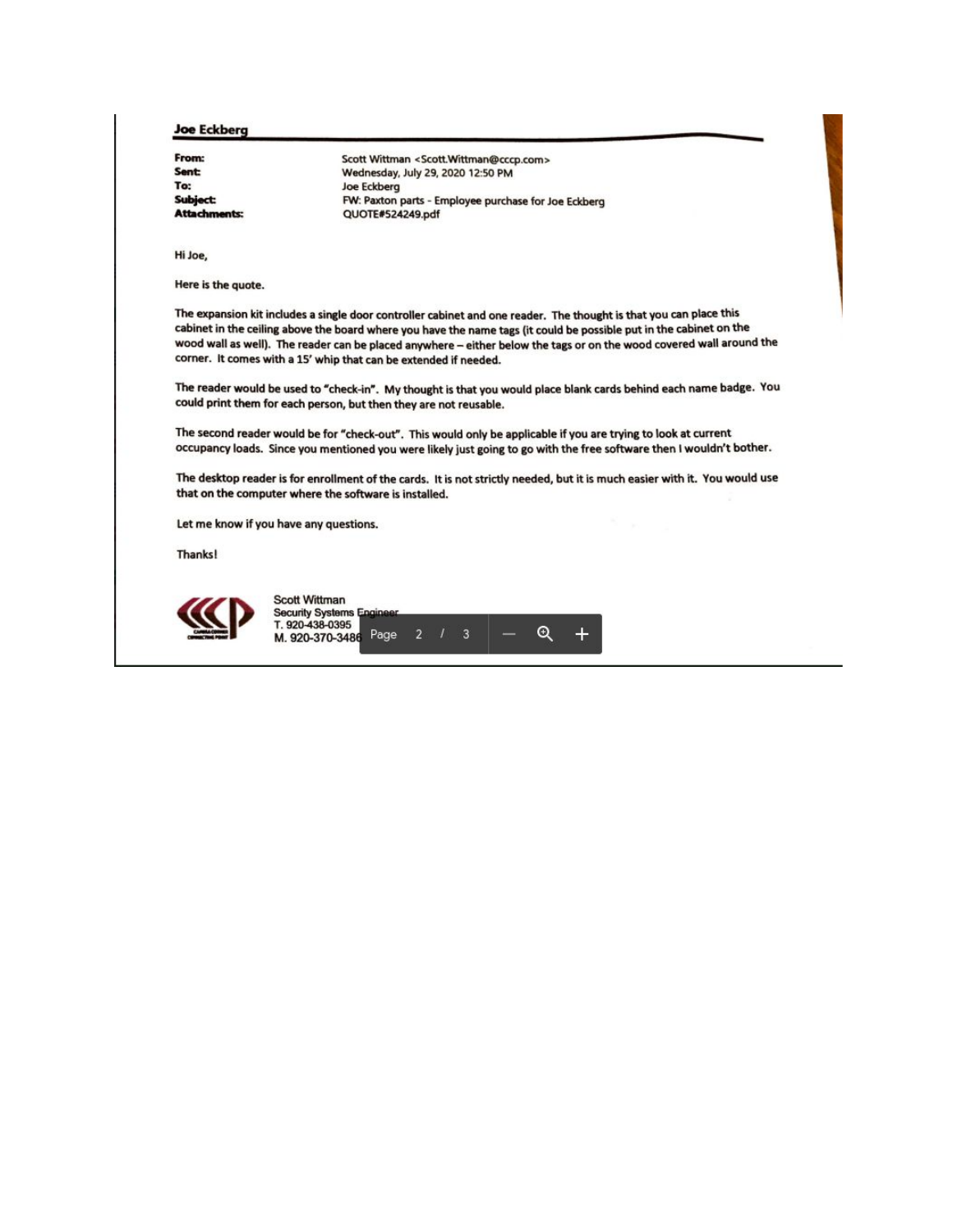**Joe Eckberg**

**From:** Scott Wittman <Scott.Wittman@cccp.com>
**Sent:** Wednesday, July 29, 2020 12:50 PM
**To:** Joe Eckberg
**Subject:** FW: Paxton parts - Employee purchase for Joe Eckberg
**Attachments:** QUOTE#524249.pdf

Hi Joe,

Here is the quote.

The expansion kit includes a single door controller cabinet and one reader. The thought is that you can place this cabinet in the ceiling above the board where you have the name tags (it could be possible put in the cabinet on the wood wall as well). The reader can be placed anywhere – either below the tags or on the wood covered wall around the corner. It comes with a 15' whip that can be extended if needed.

The reader would be used to "check-in". My thought is that you would place blank cards behind each name badge. You could print them for each person, but then they are not reusable.

The second reader would be for "check-out". This would only be applicable if you are trying to look at current occupancy loads. Since you mentioned you were likely just going to go with the free software then I wouldn't bother.

The desktop reader is for enrollment of the cards. It is not strictly needed, but it is much easier with it. You would use that on the computer where the software is installed.

Let me know if you have any questions.

Thanks!

Scott Wittman
Security Systems Engineer
T. 920-438-0395
M. 920-370-3486